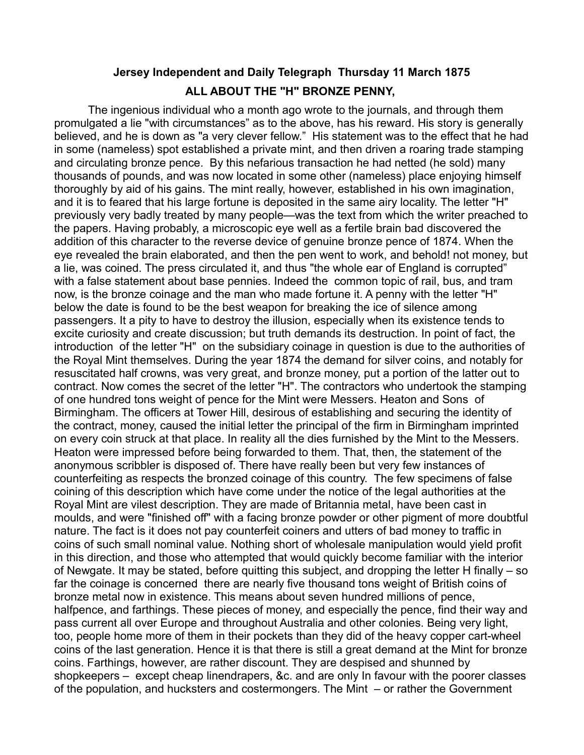**Jersey Independent and Daily Telegraph Thursday 11 March 1875**

**ALL ABOUT THE "H" BRONZE PENNY,**

The ingenious individual who a month ago wrote to the journals, and through them promulgated a lie "with circumstances" as to the above, has his reward. His story is generally believed, and he is down as "a very clever fellow." His statement was to the effect that he had in some (nameless) spot established a private mint, and then driven a roaring trade stamping and circulating bronze pence. By this nefarious transaction he had netted (he sold) many thousands of pounds, and was now located in some other (nameless) place enjoying himself thoroughly by aid of his gains. The mint really, however, established in his own imagination, and it is to feared that his large fortune is deposited in the same airy locality. The letter "H" previously very badly treated by many people—was the text from which the writer preached to the papers. Having probably, a microscopic eye well as a fertile brain bad discovered the addition of this character to the reverse device of genuine bronze pence of 1874. When the eye revealed the brain elaborated, and then the pen went to work, and behold! not money, but a lie, was coined. The press circulated it, and thus "the whole ear of England is corrupted" with a false statement about base pennies. Indeed the common topic of rail, bus, and tram now, is the bronze coinage and the man who made fortune it. A penny with the letter "H" below the date is found to be the best weapon for breaking the ice of silence among passengers. It a pity to have to destroy the illusion, especially when its existence tends to excite curiosity and create discussion; but truth demands its destruction. In point of fact, the introduction of the letter "H" on the subsidiary coinage in question is due to the authorities of the Royal Mint themselves. During the year 1874 the demand for silver coins, and notably for resuscitated half crowns, was very great, and bronze money, put a portion of the latter out to contract. Now comes the secret of the letter "H". The contractors who undertook the stamping of one hundred tons weight of pence for the Mint were Messers. Heaton and Sons of Birmingham. The officers at Tower Hill, desirous of establishing and securing the identity of the contract, money, caused the initial letter the principal of the firm in Birmingham imprinted on every coin struck at that place. In reality all the dies furnished by the Mint to the Messers. Heaton were impressed before being forwarded to them. That, then, the statement of the anonymous scribbler is disposed of. There have really been but very few instances of counterfeiting as respects the bronzed coinage of this country. The few specimens of false coining of this description which have come under the notice of the legal authorities at the Royal Mint are vilest description. They are made of Britannia metal, have been cast in moulds, and were "finished off" with a facing bronze powder or other pigment of more doubtful nature. The fact is it does not pay counterfeit coiners and utters of bad money to traffic in coins of such small nominal value. Nothing short of wholesale manipulation would yield profit in this direction, and those who attempted that would quickly become familiar with the interior of Newgate. It may be stated, before quitting this subject, and dropping the letter H finally – so far the coinage is concerned there are nearly five thousand tons weight of British coins of bronze metal now in existence. This means about seven hundred millions of pence, halfpence, and farthings. These pieces of money, and especially the pence, find their way and pass current all over Europe and throughout Australia and other colonies. Being very light, too, people home more of them in their pockets than they did of the heavy copper cart-wheel coins of the last generation. Hence it is that there is still a great demand at the Mint for bronze coins. Farthings, however, are rather discount. They are despised and shunned by shopkeepers – except cheap linendrapers, &c. and are only In favour with the poorer classes of the population, and hucksters and costermongers. The Mint – or rather the Government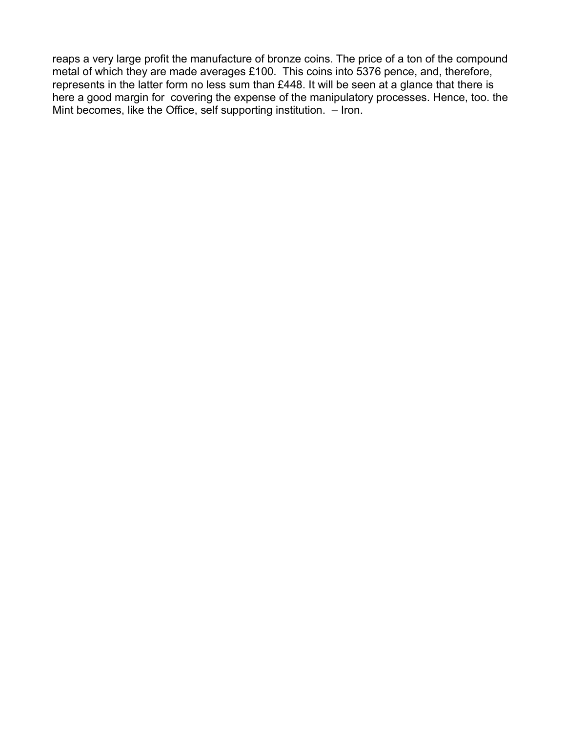reaps a very large profit the manufacture of bronze coins. The price of a ton of the compound metal of which they are made averages £100. This coins into 5376 pence, and, therefore, represents in the latter form no less sum than £448. It will be seen at a glance that there is here a good margin for covering the expense of the manipulatory processes. Hence, too. the Mint becomes, like the Office, self supporting institution. – Iron.